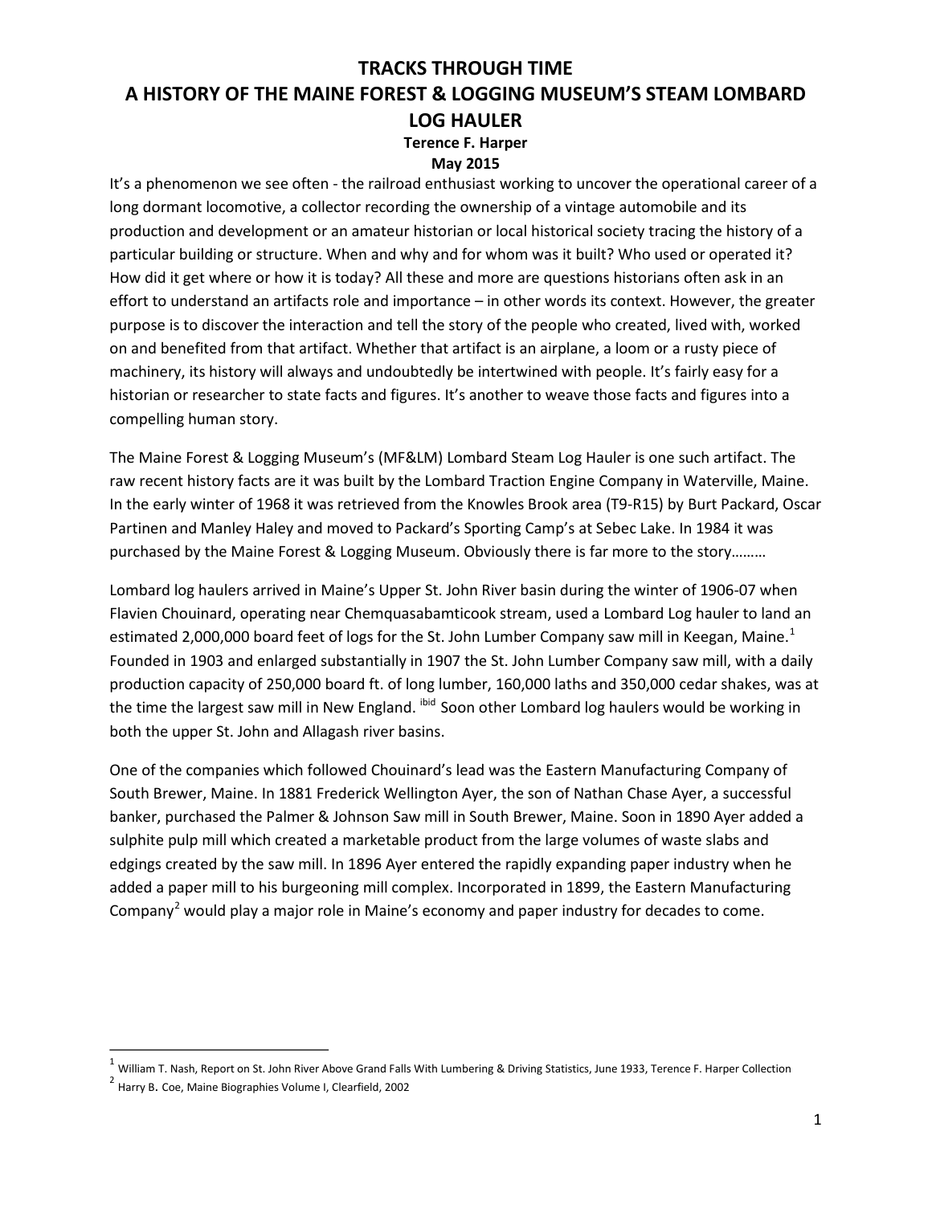# TRACKS THROUGH TIME
# A HISTORY OF THE MAINE FOREST & LOGGING MUSEUM'S STEAM LOMBARD LOG HAULER

**Terence F. Harper**

**May 2015**

It's a phenomenon we see often - the railroad enthusiast working to uncover the operational career of a long dormant locomotive, a collector recording the ownership of a vintage automobile and its production and development or an amateur historian or local historical society tracing the history of a particular building or structure. When and why and for whom was it built? Who used or operated it? How did it get where or how it is today? All these and more are questions historians often ask in an effort to understand an artifacts role and importance – in other words its context. However, the greater purpose is to discover the interaction and tell the story of the people who created, lived with, worked on and benefited from that artifact. Whether that artifact is an airplane, a loom or a rusty piece of machinery, its history will always and undoubtedly be intertwined with people. It's fairly easy for a historian or researcher to state facts and figures. It's another to weave those facts and figures into a compelling human story.

The Maine Forest & Logging Museum's (MF&LM) Lombard Steam Log Hauler is one such artifact. The raw recent history facts are it was built by the Lombard Traction Engine Company in Waterville, Maine. In the early winter of 1968 it was retrieved from the Knowles Brook area (T9-R15) by Burt Packard, Oscar Partinen and Manley Haley and moved to Packard's Sporting Camp's at Sebec Lake. In 1984 it was purchased by the Maine Forest & Logging Museum. Obviously there is far more to the story………

Lombard log haulers arrived in Maine's Upper St. John River basin during the winter of 1906-07 when Flavien Chouinard, operating near Chemquasabamticook stream, used a Lombard Log hauler to land an estimated 2,000,000 board feet of logs for the St. John Lumber Company saw mill in Keegan, Maine.[1] Founded in 1903 and enlarged substantially in 1907 the St. John Lumber Company saw mill, with a daily production capacity of 250,000 board ft. of long lumber, 160,000 laths and 350,000 cedar shakes, was at the time the largest saw mill in New England. [ibid] Soon other Lombard log haulers would be working in both the upper St. John and Allagash river basins.

One of the companies which followed Chouinard's lead was the Eastern Manufacturing Company of South Brewer, Maine. In 1881 Frederick Wellington Ayer, the son of Nathan Chase Ayer, a successful banker, purchased the Palmer & Johnson Saw mill in South Brewer, Maine. Soon in 1890 Ayer added a sulphite pulp mill which created a marketable product from the large volumes of waste slabs and edgings created by the saw mill. In 1896 Ayer entered the rapidly expanding paper industry when he added a paper mill to his burgeoning mill complex. Incorporated in 1899, the Eastern Manufacturing Company[2] would play a major role in Maine's economy and paper industry for decades to come.

---

[1] William T. Nash, Report on St. John River Above Grand Falls With Lumbering & Driving Statistics, June 1933, Terence F. Harper Collection

[2] Harry B. Coe, Maine Biographies Volume I, Clearfield, 2002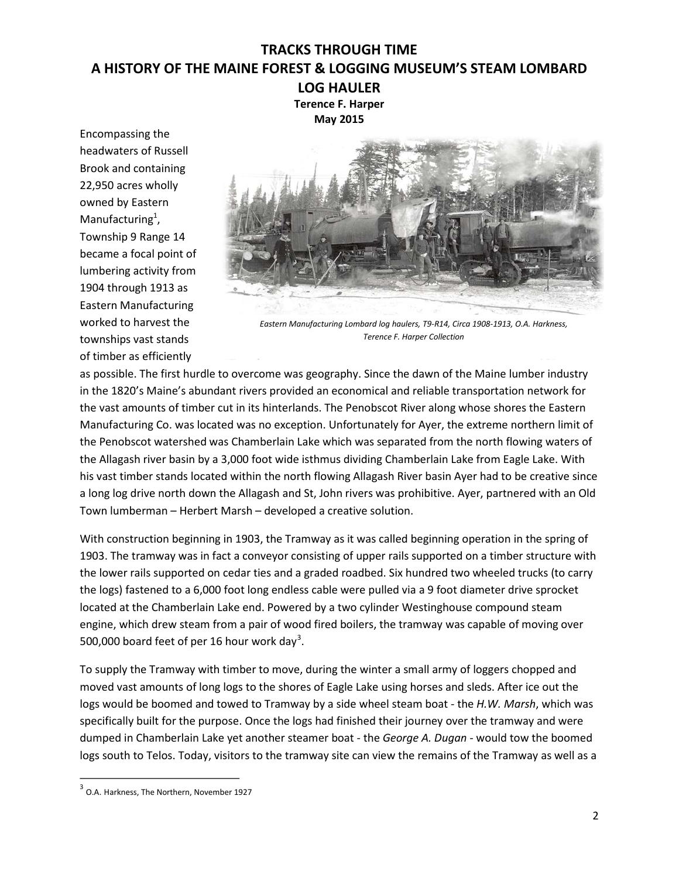# TRACKS THROUGH TIME
# A HISTORY OF THE MAINE FOREST & LOGGING MUSEUM'S STEAM LOMBARD LOG HAULER

**Terence F. Harper**
**May 2015**

*Eastern Manufacturing Lombard log haulers, T9-R14, Circa 1908-1913, O.A. Harkness, Terence F. Harper Collection*

Encompassing the headwaters of Russell Brook and containing 22,950 acres wholly owned by Eastern Manufacturing[1], Township 9 Range 14 became a focal point of lumbering activity from 1904 through 1913 as Eastern Manufacturing worked to harvest the townships vast stands of timber as efficiently as possible. The first hurdle to overcome was geography. Since the dawn of the Maine lumber industry in the 1820's Maine's abundant rivers provided an economical and reliable transportation network for the vast amounts of timber cut in its hinterlands. The Penobscot River along whose shores the Eastern Manufacturing Co. was located was no exception. Unfortunately for Ayer, the extreme northern limit of the Penobscot watershed was Chamberlain Lake which was separated from the north flowing waters of the Allagash river basin by a 3,000 foot wide isthmus dividing Chamberlain Lake from Eagle Lake. With his vast timber stands located within the north flowing Allagash River basin Ayer had to be creative since a long log drive north down the Allagash and St, John rivers was prohibitive. Ayer, partnered with an Old Town lumberman – Herbert Marsh – developed a creative solution.

With construction beginning in 1903, the Tramway as it was called beginning operation in the spring of 1903. The tramway was in fact a conveyor consisting of upper rails supported on a timber structure with the lower rails supported on cedar ties and a graded roadbed. Six hundred two wheeled trucks (to carry the logs) fastened to a 6,000 foot long endless cable were pulled via a 9 foot diameter drive sprocket located at the Chamberlain Lake end. Powered by a two cylinder Westinghouse compound steam engine, which drew steam from a pair of wood fired boilers, the tramway was capable of moving over 500,000 board feet of per 16 hour work day[3].

To supply the Tramway with timber to move, during the winter a small army of loggers chopped and moved vast amounts of long logs to the shores of Eagle Lake using horses and sleds. After ice out the logs would be boomed and towed to Tramway by a side wheel steam boat - the *H.W. Marsh*, which was specifically built for the purpose. Once the logs had finished their journey over the tramway and were dumped in Chamberlain Lake yet another steamer boat - the *George A. Dugan* - would tow the boomed logs south to Telos. Today, visitors to the tramway site can view the remains of the Tramway as well as a

---

[3] O.A. Harkness, The Northern, November 1927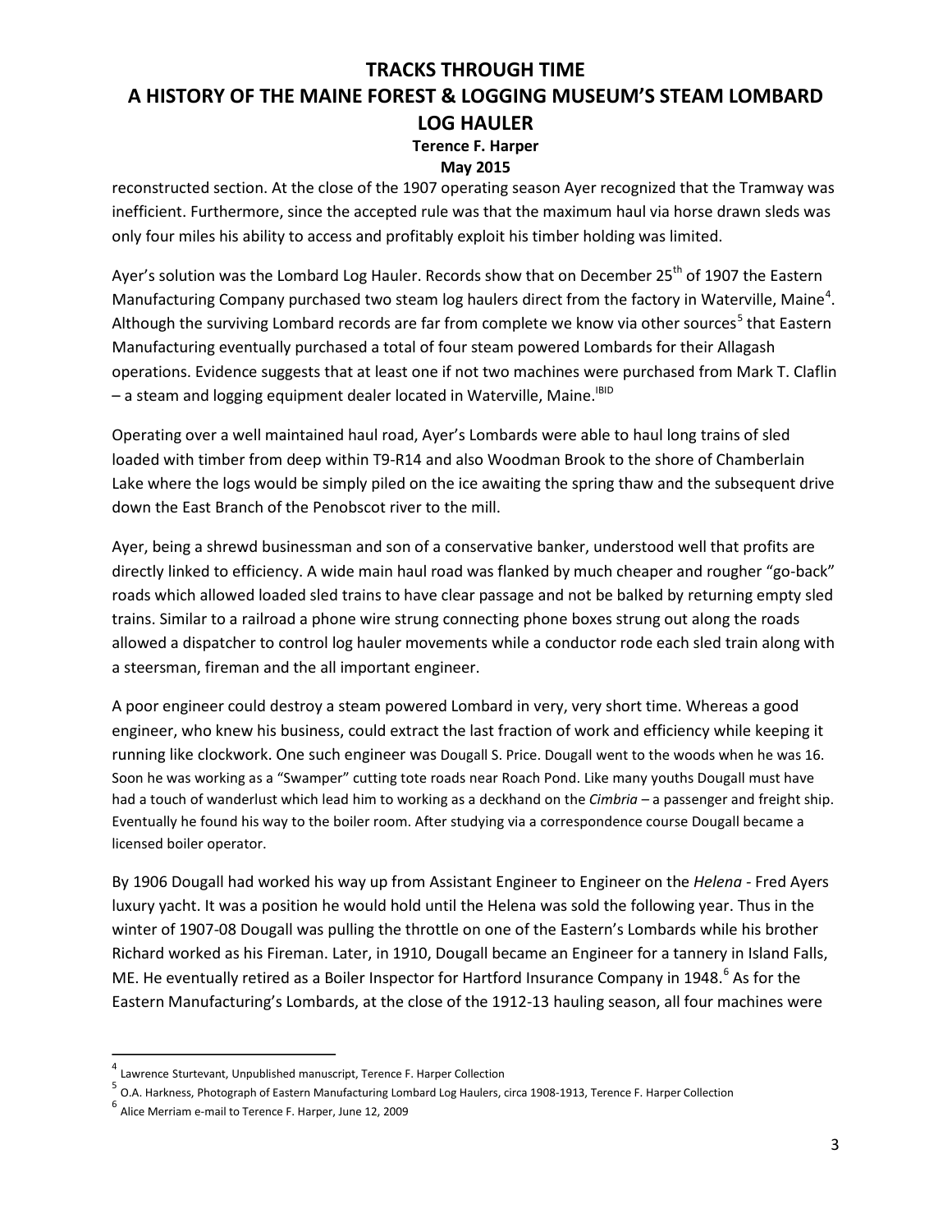reconstructed section. At the close of the 1907 operating season Ayer recognized that the Tramway was inefficient. Furthermore, since the accepted rule was that the maximum haul via horse drawn sleds was only four miles his ability to access and profitably exploit his timber holding was limited.

Ayer's solution was the Lombard Log Hauler. Records show that on December 25th of 1907 the Eastern Manufacturing Company purchased two steam log haulers direct from the factory in Waterville, Maine[4]. Although the surviving Lombard records are far from complete we know via other sources[5] that Eastern Manufacturing eventually purchased a total of four steam powered Lombards for their Allagash operations. Evidence suggests that at least one if not two machines were purchased from Mark T. Claflin – a steam and logging equipment dealer located in Waterville, Maine.[IBID]

Operating over a well maintained haul road, Ayer's Lombards were able to haul long trains of sled loaded with timber from deep within T9-R14 and also Woodman Brook to the shore of Chamberlain Lake where the logs would be simply piled on the ice awaiting the spring thaw and the subsequent drive down the East Branch of the Penobscot river to the mill.

Ayer, being a shrewd businessman and son of a conservative banker, understood well that profits are directly linked to efficiency. A wide main haul road was flanked by much cheaper and rougher "go-back" roads which allowed loaded sled trains to have clear passage and not be balked by returning empty sled trains. Similar to a railroad a phone wire strung connecting phone boxes strung out along the roads allowed a dispatcher to control log hauler movements while a conductor rode each sled train along with a steersman, fireman and the all important engineer.

A poor engineer could destroy a steam powered Lombard in very, very short time. Whereas a good engineer, who knew his business, could extract the last fraction of work and efficiency while keeping it running like clockwork. One such engineer was Dougall S. Price. Dougall went to the woods when he was 16. Soon he was working as a "Swamper" cutting tote roads near Roach Pond. Like many youths Dougall must have had a touch of wanderlust which lead him to working as a deckhand on the *Cimbria* – a passenger and freight ship. Eventually he found his way to the boiler room. After studying via a correspondence course Dougall became a licensed boiler operator.

By 1906 Dougall had worked his way up from Assistant Engineer to Engineer on the *Helena* - Fred Ayers luxury yacht. It was a position he would hold until the Helena was sold the following year. Thus in the winter of 1907-08 Dougall was pulling the throttle on one of the Eastern's Lombards while his brother Richard worked as his Fireman. Later, in 1910, Dougall became an Engineer for a tannery in Island Falls, ME. He eventually retired as a Boiler Inspector for Hartford Insurance Company in 1948.[6] As for the Eastern Manufacturing's Lombards, at the close of the 1912-13 hauling season, all four machines were

---

[4] Lawrence Sturtevant, Unpublished manuscript, Terence F. Harper Collection

[5] O.A. Harkness, Photograph of Eastern Manufacturing Lombard Log Haulers, circa 1908-1913, Terence F. Harper Collection

[6] Alice Merriam e-mail to Terence F. Harper, June 12, 2009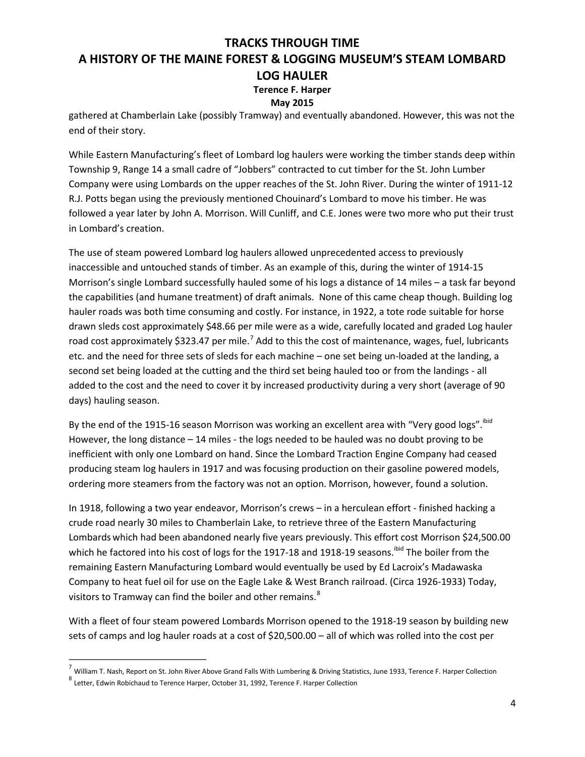gathered at Chamberlain Lake (possibly Tramway) and eventually abandoned. However, this was not the end of their story.

While Eastern Manufacturing's fleet of Lombard log haulers were working the timber stands deep within Township 9, Range 14 a small cadre of "Jobbers" contracted to cut timber for the St. John Lumber Company were using Lombards on the upper reaches of the St. John River. During the winter of 1911-12 R.J. Potts began using the previously mentioned Chouinard's Lombard to move his timber. He was followed a year later by John A. Morrison. Will Cunliff, and C.E. Jones were two more who put their trust in Lombard's creation.

The use of steam powered Lombard log haulers allowed unprecedented access to previously inaccessible and untouched stands of timber. As an example of this, during the winter of 1914-15 Morrison's single Lombard successfully hauled some of his logs a distance of 14 miles – a task far beyond the capabilities (and humane treatment) of draft animals. None of this came cheap though. Building log hauler roads was both time consuming and costly. For instance, in 1922, a tote rode suitable for horse drawn sleds cost approximately $48.66 per mile were as a wide, carefully located and graded Log hauler road cost approximately $323.47 per mile.[7] Add to this the cost of maintenance, wages, fuel, lubricants etc. and the need for three sets of sleds for each machine – one set being un-loaded at the landing, a second set being loaded at the cutting and the third set being hauled too or from the landings - all added to the cost and the need to cover it by increased productivity during a very short (average of 90 days) hauling season.

By the end of the 1915-16 season Morrison was working an excellent area with "Very good logs".[ibid] However, the long distance – 14 miles - the logs needed to be hauled was no doubt proving to be inefficient with only one Lombard on hand. Since the Lombard Traction Engine Company had ceased producing steam log haulers in 1917 and was focusing production on their gasoline powered models, ordering more steamers from the factory was not an option. Morrison, however, found a solution.

In 1918, following a two year endeavor, Morrison's crews – in a herculean effort - finished hacking a crude road nearly 30 miles to Chamberlain Lake, to retrieve three of the Eastern Manufacturing Lombards which had been abandoned nearly five years previously. This effort cost Morrison $24,500.00 which he factored into his cost of logs for the 1917-18 and 1918-19 seasons.[ibid] The boiler from the remaining Eastern Manufacturing Lombard would eventually be used by Ed Lacroix's Madawaska Company to heat fuel oil for use on the Eagle Lake & West Branch railroad. (Circa 1926-1933) Today, visitors to Tramway can find the boiler and other remains.[8]

With a fleet of four steam powered Lombards Morrison opened to the 1918-19 season by building new sets of camps and log hauler roads at a cost of $20,500.00 – all of which was rolled into the cost per

---

[7] William T. Nash, Report on St. John River Above Grand Falls With Lumbering & Driving Statistics, June 1933, Terence F. Harper Collection

[8] Letter, Edwin Robichaud to Terence Harper, October 31, 1992, Terence F. Harper Collection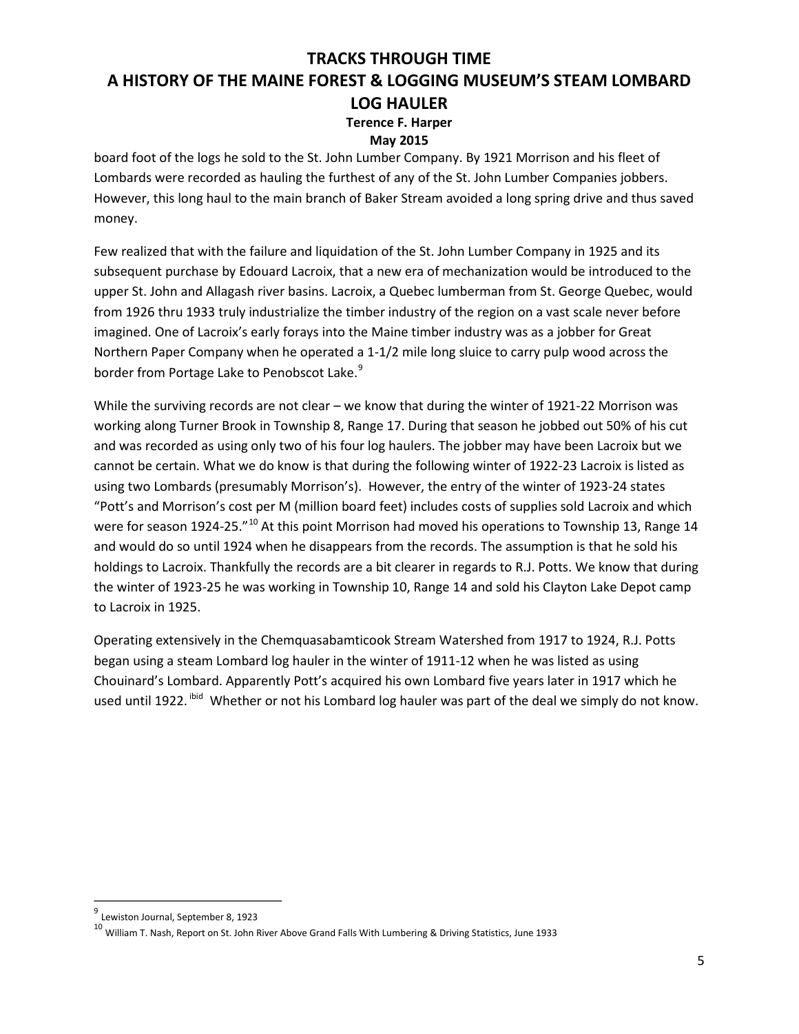board foot of the logs he sold to the St. John Lumber Company. By 1921 Morrison and his fleet of Lombards were recorded as hauling the furthest of any of the St. John Lumber Companies jobbers. However, this long haul to the main branch of Baker Stream avoided a long spring drive and thus saved money.

Few realized that with the failure and liquidation of the St. John Lumber Company in 1925 and its subsequent purchase by Edouard Lacroix, that a new era of mechanization would be introduced to the upper St. John and Allagash river basins. Lacroix, a Quebec lumberman from St. George Quebec, would from 1926 thru 1933 truly industrialize the timber industry of the region on a vast scale never before imagined. One of Lacroix's early forays into the Maine timber industry was as a jobber for Great Northern Paper Company when he operated a 1-1/2 mile long sluice to carry pulp wood across the border from Portage Lake to Penobscot Lake.[9]

While the surviving records are not clear – we know that during the winter of 1921-22 Morrison was working along Turner Brook in Township 8, Range 17. During that season he jobbed out 50% of his cut and was recorded as using only two of his four log haulers. The jobber may have been Lacroix but we cannot be certain. What we do know is that during the following winter of 1922-23 Lacroix is listed as using two Lombards (presumably Morrison's). However, the entry of the winter of 1923-24 states "Pott's and Morrison's cost per M (million board feet) includes costs of supplies sold Lacroix and which were for season 1924-25."[10] At this point Morrison had moved his operations to Township 13, Range 14 and would do so until 1924 when he disappears from the records. The assumption is that he sold his holdings to Lacroix. Thankfully the records are a bit clearer in regards to R.J. Potts. We know that during the winter of 1923-25 he was working in Township 10, Range 14 and sold his Clayton Lake Depot camp to Lacroix in 1925.

Operating extensively in the Chemquasabamticook Stream Watershed from 1917 to 1924, R.J. Potts began using a steam Lombard log hauler in the winter of 1911-12 when he was listed as using Chouinard's Lombard. Apparently Pott's acquired his own Lombard five years later in 1917 which he used until 1922. [ibid] Whether or not his Lombard log hauler was part of the deal we simply do not know.

---

[9] Lewiston Journal, September 8, 1923

[10] William T. Nash, Report on St. John River Above Grand Falls With Lumbering & Driving Statistics, June 1933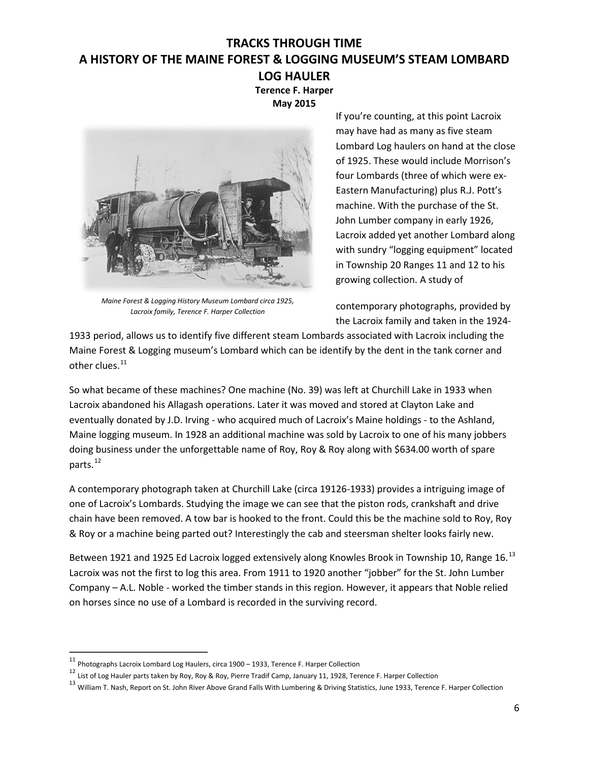# TRACKS THROUGH TIME
# A HISTORY OF THE MAINE FOREST & LOGGING MUSEUM'S STEAM LOMBARD LOG HAULER

**Terence F. Harper**
**May 2015**

*Maine Forest & Logging History Museum Lombard circa 1925, Lacroix family, Terence F. Harper Collection*

If you're counting, at this point Lacroix may have had as many as five steam Lombard Log haulers on hand at the close of 1925. These would include Morrison's four Lombards (three of which were ex-Eastern Manufacturing) plus R.J. Pott's machine. With the purchase of the St. John Lumber company in early 1926, Lacroix added yet another Lombard along with sundry "logging equipment" located in Township 20 Ranges 11 and 12 to his growing collection. A study of contemporary photographs, provided by the Lacroix family and taken in the 1924-1933 period, allows us to identify five different steam Lombards associated with Lacroix including the Maine Forest & Logging museum's Lombard which can be identify by the dent in the tank corner and other clues.[11]

So what became of these machines? One machine (No. 39) was left at Churchill Lake in 1933 when Lacroix abandoned his Allagash operations. Later it was moved and stored at Clayton Lake and eventually donated by J.D. Irving - who acquired much of Lacroix's Maine holdings - to the Ashland, Maine logging museum. In 1928 an additional machine was sold by Lacroix to one of his many jobbers doing business under the unforgettable name of Roy, Roy & Roy along with $634.00 worth of spare parts.[12]

A contemporary photograph taken at Churchill Lake (circa 19126-1933) provides a intriguing image of one of Lacroix's Lombards. Studying the image we can see that the piston rods, crankshaft and drive chain have been removed. A tow bar is hooked to the front. Could this be the machine sold to Roy, Roy & Roy or a machine being parted out? Interestingly the cab and steersman shelter looks fairly new.

Between 1921 and 1925 Ed Lacroix logged extensively along Knowles Brook in Township 10, Range 16.[13] Lacroix was not the first to log this area. From 1911 to 1920 another "jobber" for the St. John Lumber Company – A.L. Noble - worked the timber stands in this region. However, it appears that Noble relied on horses since no use of a Lombard is recorded in the surviving record.

---

[11] Photographs Lacroix Lombard Log Haulers, circa 1900 – 1933, Terence F. Harper Collection

[12] List of Log Hauler parts taken by Roy, Roy & Roy, Pierre Tradif Camp, January 11, 1928, Terence F. Harper Collection

[13] William T. Nash, Report on St. John River Above Grand Falls With Lumbering & Driving Statistics, June 1933, Terence F. Harper Collection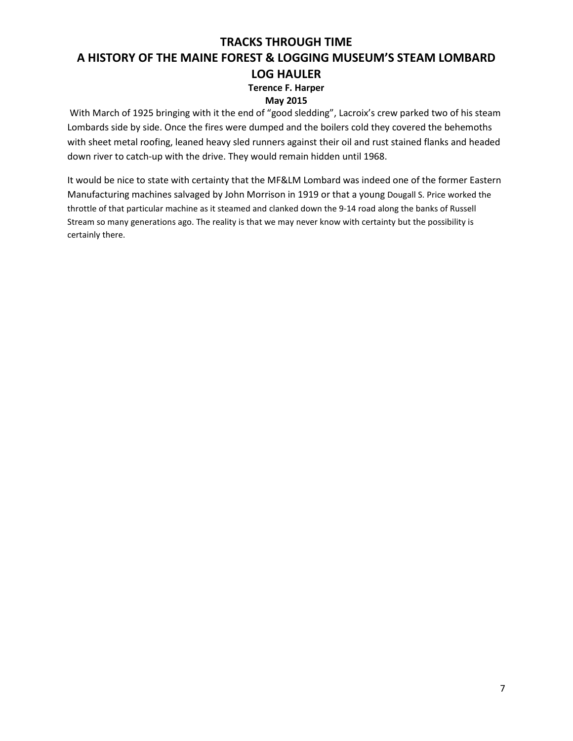# TRACKS THROUGH TIME
# A HISTORY OF THE MAINE FOREST & LOGGING MUSEUM'S STEAM LOMBARD LOG HAULER

**Terence F. Harper**

**May 2015**

With March of 1925 bringing with it the end of "good sledding", Lacroix's crew parked two of his steam Lombards side by side. Once the fires were dumped and the boilers cold they covered the behemoths with sheet metal roofing, leaned heavy sled runners against their oil and rust stained flanks and headed down river to catch-up with the drive. They would remain hidden until 1968.

It would be nice to state with certainty that the MF&LM Lombard was indeed one of the former Eastern Manufacturing machines salvaged by John Morrison in 1919 or that a young Dougall S. Price worked the throttle of that particular machine as it steamed and clanked down the 9-14 road along the banks of Russell Stream so many generations ago. The reality is that we may never know with certainty but the possibility is certainly there.